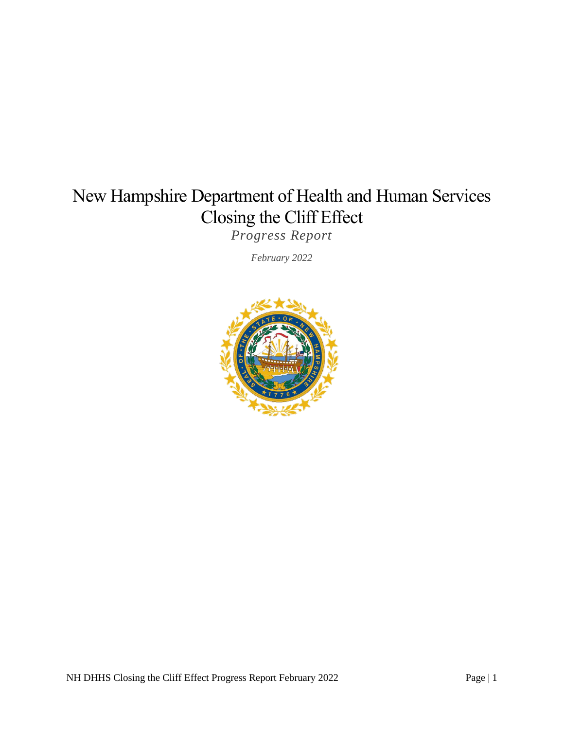# New Hampshire Department of Health and Human Services
# Closing the Cliff Effect

*Progress Report*

*February 2022*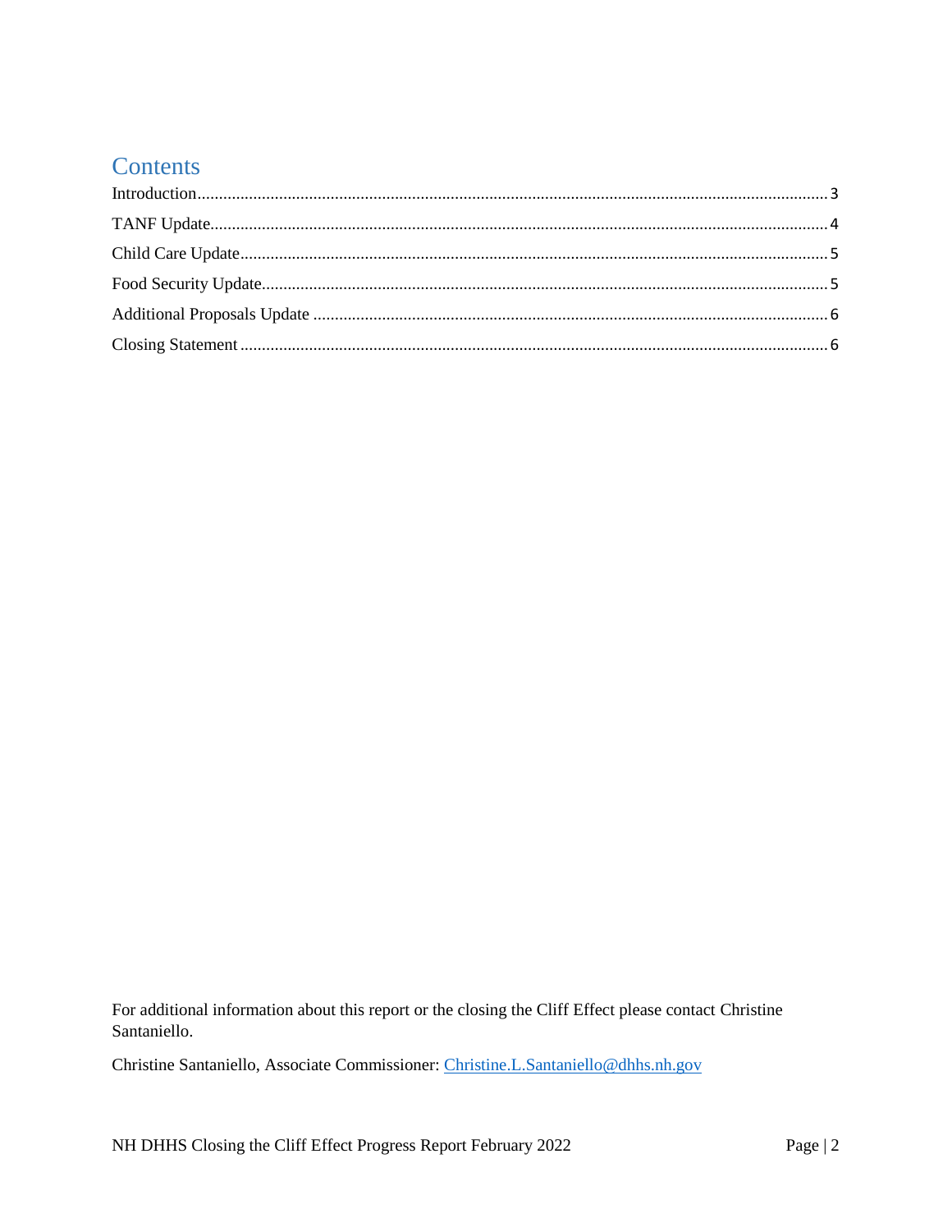# Contents

Introduction............................................................................................................................3

TANF Update..........................................................................................................................4

Child Care Update...................................................................................................................5

Food Security Update...............................................................................................................5

Additional Proposals Update ...................................................................................................6

Closing Statement ...................................................................................................................6

For additional information about this report or the closing the Cliff Effect please contact Christine Santaniello.

Christine Santaniello, Associate Commissioner: Christine.L.Santaniello@dhhs.nh.gov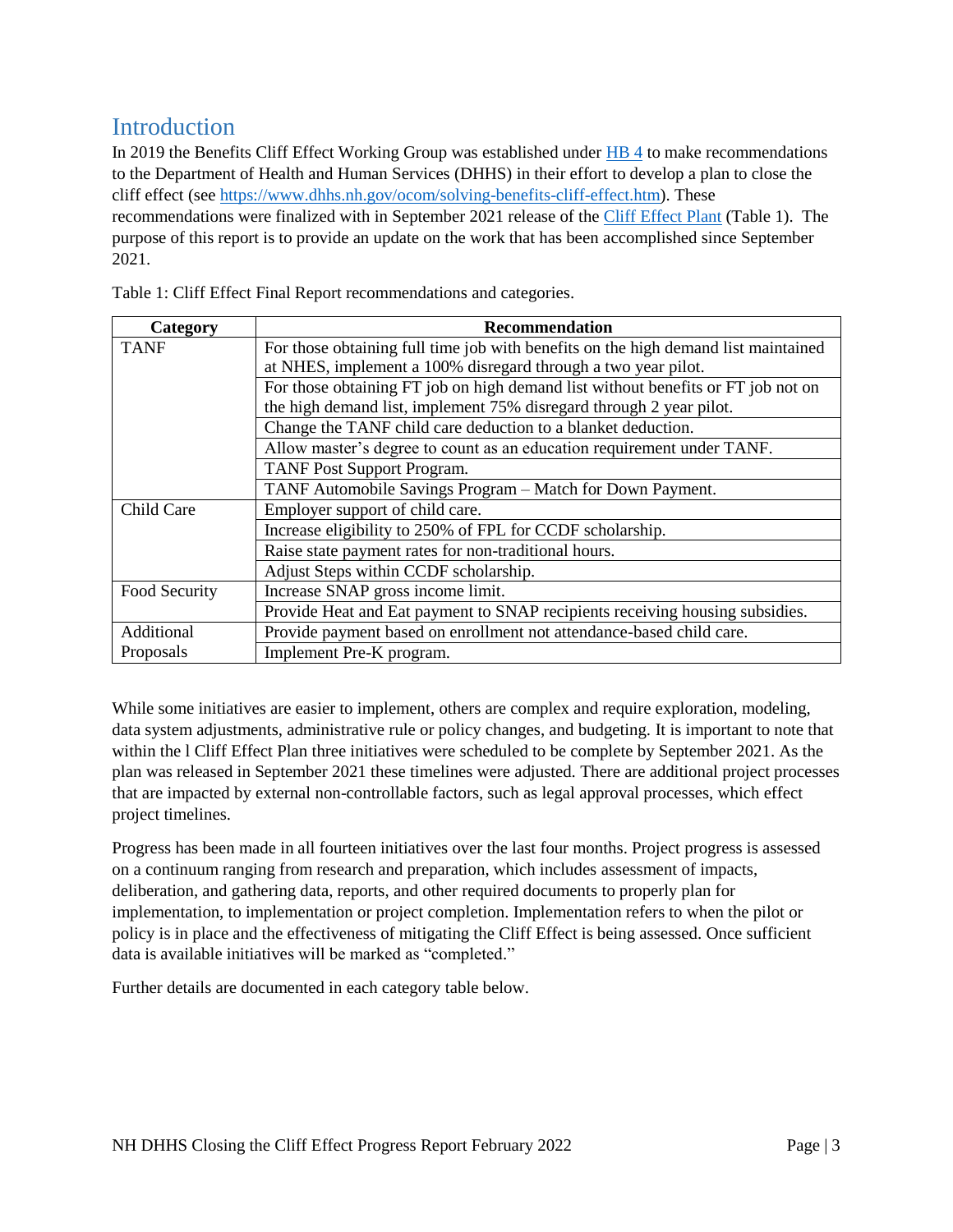## Introduction

In 2019 the Benefits Cliff Effect Working Group was established under HB 4 to make recommendations to the Department of Health and Human Services (DHHS) in their effort to develop a plan to close the cliff effect (see https://www.dhhs.nh.gov/ocom/solving-benefits-cliff-effect.htm). These recommendations were finalized with in September 2021 release of the Cliff Effect Plant (Table 1). The purpose of this report is to provide an update on the work that has been accomplished since September 2021.

Table 1: Cliff Effect Final Report recommendations and categories.

| Category | Recommendation |
| --- | --- |
| TANF | For those obtaining full time job with benefits on the high demand list maintained at NHES, implement a 100% disregard through a two year pilot. |
| | For those obtaining FT job on high demand list without benefits or FT job not on the high demand list, implement 75% disregard through 2 year pilot. |
| | Change the TANF child care deduction to a blanket deduction. |
| | Allow master's degree to count as an education requirement under TANF. |
| | TANF Post Support Program. |
| | TANF Automobile Savings Program – Match for Down Payment. |
| Child Care | Employer support of child care. |
| | Increase eligibility to 250% of FPL for CCDF scholarship. |
| | Raise state payment rates for non-traditional hours. |
| | Adjust Steps within CCDF scholarship. |
| Food Security | Increase SNAP gross income limit. |
| | Provide Heat and Eat payment to SNAP recipients receiving housing subsidies. |
| Additional Proposals | Provide payment based on enrollment not attendance-based child care. |
| | Implement Pre-K program. |

While some initiatives are easier to implement, others are complex and require exploration, modeling, data system adjustments, administrative rule or policy changes, and budgeting. It is important to note that within the l Cliff Effect Plan three initiatives were scheduled to be complete by September 2021. As the plan was released in September 2021 these timelines were adjusted. There are additional project processes that are impacted by external non-controllable factors, such as legal approval processes, which effect project timelines.

Progress has been made in all fourteen initiatives over the last four months. Project progress is assessed on a continuum ranging from research and preparation, which includes assessment of impacts, deliberation, and gathering data, reports, and other required documents to properly plan for implementation, to implementation or project completion. Implementation refers to when the pilot or policy is in place and the effectiveness of mitigating the Cliff Effect is being assessed. Once sufficient data is available initiatives will be marked as "completed."

Further details are documented in each category table below.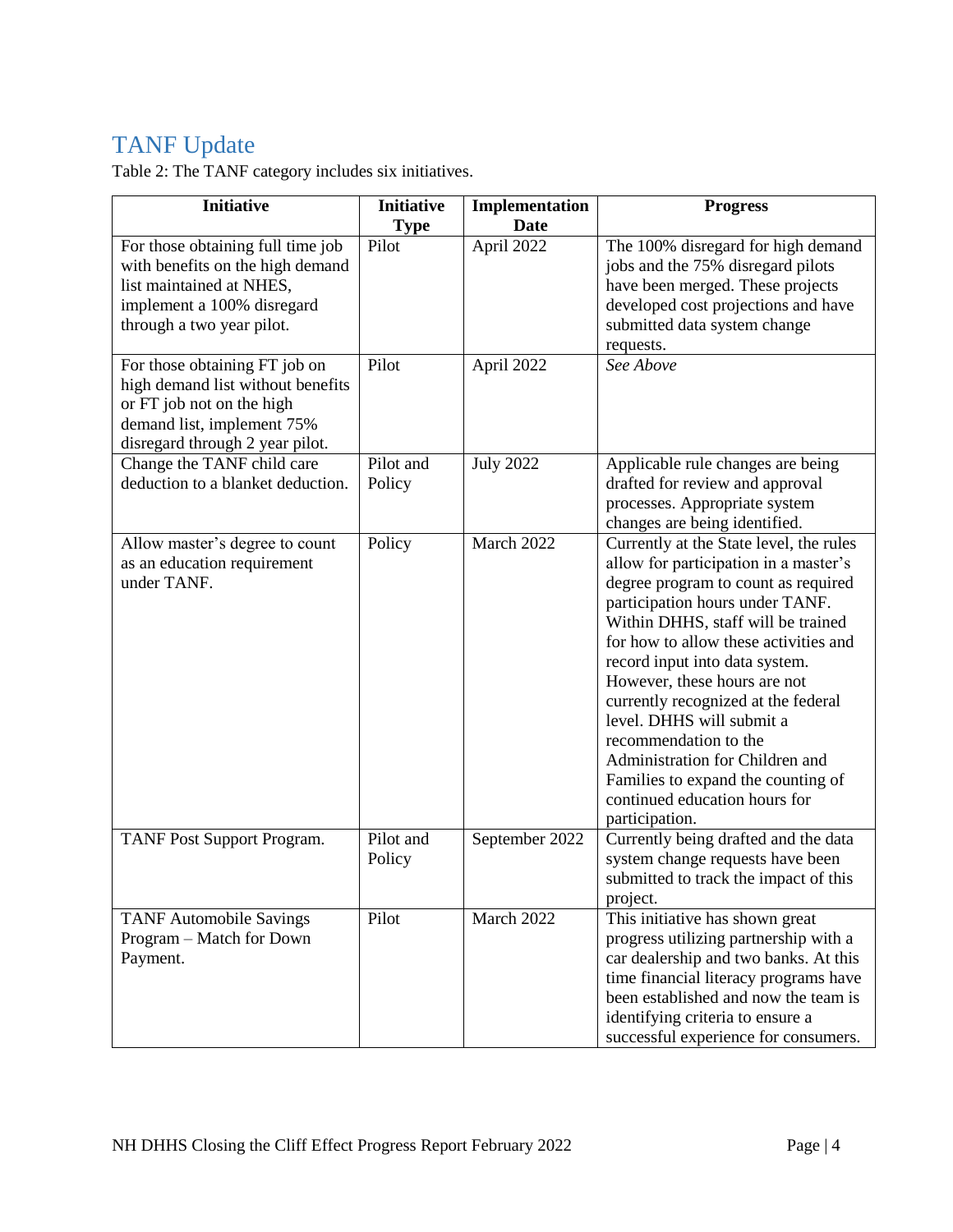## TANF Update

Table 2: The TANF category includes six initiatives.

| Initiative | Initiative Type | Implementation Date | Progress |
|---|---|---|---|
| For those obtaining full time job with benefits on the high demand list maintained at NHES, implement a 100% disregard through a two year pilot. | Pilot | April 2022 | The 100% disregard for high demand jobs and the 75% disregard pilots have been merged. These projects developed cost projections and have submitted data system change requests. |
| For those obtaining FT job on high demand list without benefits or FT job not on the high demand list, implement 75% disregard through 2 year pilot. | Pilot | April 2022 | *See Above* |
| Change the TANF child care deduction to a blanket deduction. | Pilot and Policy | July 2022 | Applicable rule changes are being drafted for review and approval processes. Appropriate system changes are being identified. |
| Allow master's degree to count as an education requirement under TANF. | Policy | March 2022 | Currently at the State level, the rules allow for participation in a master's degree program to count as required participation hours under TANF. Within DHHS, staff will be trained for how to allow these activities and record input into data system. However, these hours are not currently recognized at the federal level. DHHS will submit a recommendation to the Administration for Children and Families to expand the counting of continued education hours for participation. |
| TANF Post Support Program. | Pilot and Policy | September 2022 | Currently being drafted and the data system change requests have been submitted to track the impact of this project. |
| TANF Automobile Savings Program – Match for Down Payment. | Pilot | March 2022 | This initiative has shown great progress utilizing partnership with a car dealership and two banks. At this time financial literacy programs have been established and now the team is identifying criteria to ensure a successful experience for consumers. |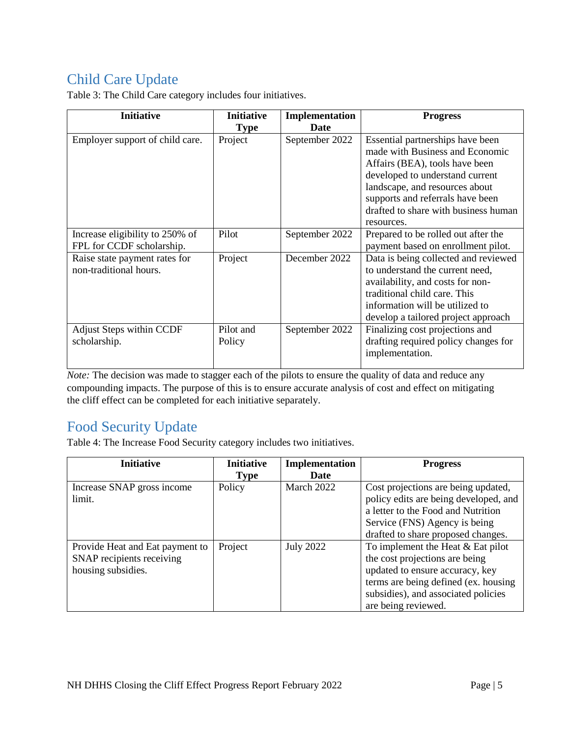## Child Care Update

Table 3: The Child Care category includes four initiatives.

| Initiative | Initiative Type | Implementation Date | Progress |
|---|---|---|---|
| Employer support of child care. | Project | September 2022 | Essential partnerships have been made with Business and Economic Affairs (BEA), tools have been developed to understand current landscape, and resources about supports and referrals have been drafted to share with business human resources. |
| Increase eligibility to 250% of FPL for CCDF scholarship. | Pilot | September 2022 | Prepared to be rolled out after the payment based on enrollment pilot. |
| Raise state payment rates for non-traditional hours. | Project | December 2022 | Data is being collected and reviewed to understand the current need, availability, and costs for non-traditional child care. This information will be utilized to develop a tailored project approach |
| Adjust Steps within CCDF scholarship. | Pilot and Policy | September 2022 | Finalizing cost projections and drafting required policy changes for implementation. |

*Note:* The decision was made to stagger each of the pilots to ensure the quality of data and reduce any compounding impacts. The purpose of this is to ensure accurate analysis of cost and effect on mitigating the cliff effect can be completed for each initiative separately.

## Food Security Update

Table 4: The Increase Food Security category includes two initiatives.

| Initiative | Initiative Type | Implementation Date | Progress |
|---|---|---|---|
| Increase SNAP gross income limit. | Policy | March 2022 | Cost projections are being updated, policy edits are being developed, and a letter to the Food and Nutrition Service (FNS) Agency is being drafted to share proposed changes. |
| Provide Heat and Eat payment to SNAP recipients receiving housing subsidies. | Project | July 2022 | To implement the Heat & Eat pilot the cost projections are being updated to ensure accuracy, key terms are being defined (ex. housing subsidies), and associated policies are being reviewed. |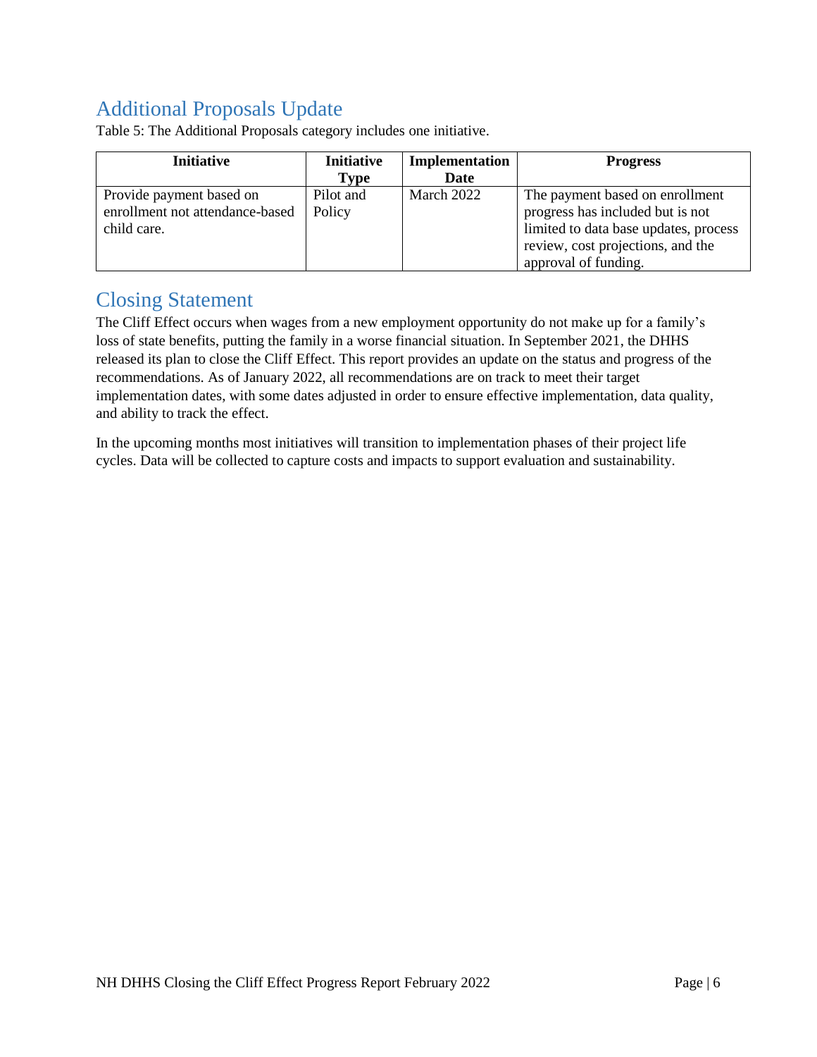## Additional Proposals Update

Table 5: The Additional Proposals category includes one initiative.

| Initiative | Initiative Type | Implementation Date | Progress |
|---|---|---|---|
| Provide payment based on enrollment not attendance-based child care. | Pilot and Policy | March 2022 | The payment based on enrollment progress has included but is not limited to data base updates, process review, cost projections, and the approval of funding. |

## Closing Statement

The Cliff Effect occurs when wages from a new employment opportunity do not make up for a family's loss of state benefits, putting the family in a worse financial situation. In September 2021, the DHHS released its plan to close the Cliff Effect. This report provides an update on the status and progress of the recommendations. As of January 2022, all recommendations are on track to meet their target implementation dates, with some dates adjusted in order to ensure effective implementation, data quality, and ability to track the effect.

In the upcoming months most initiatives will transition to implementation phases of their project life cycles. Data will be collected to capture costs and impacts to support evaluation and sustainability.